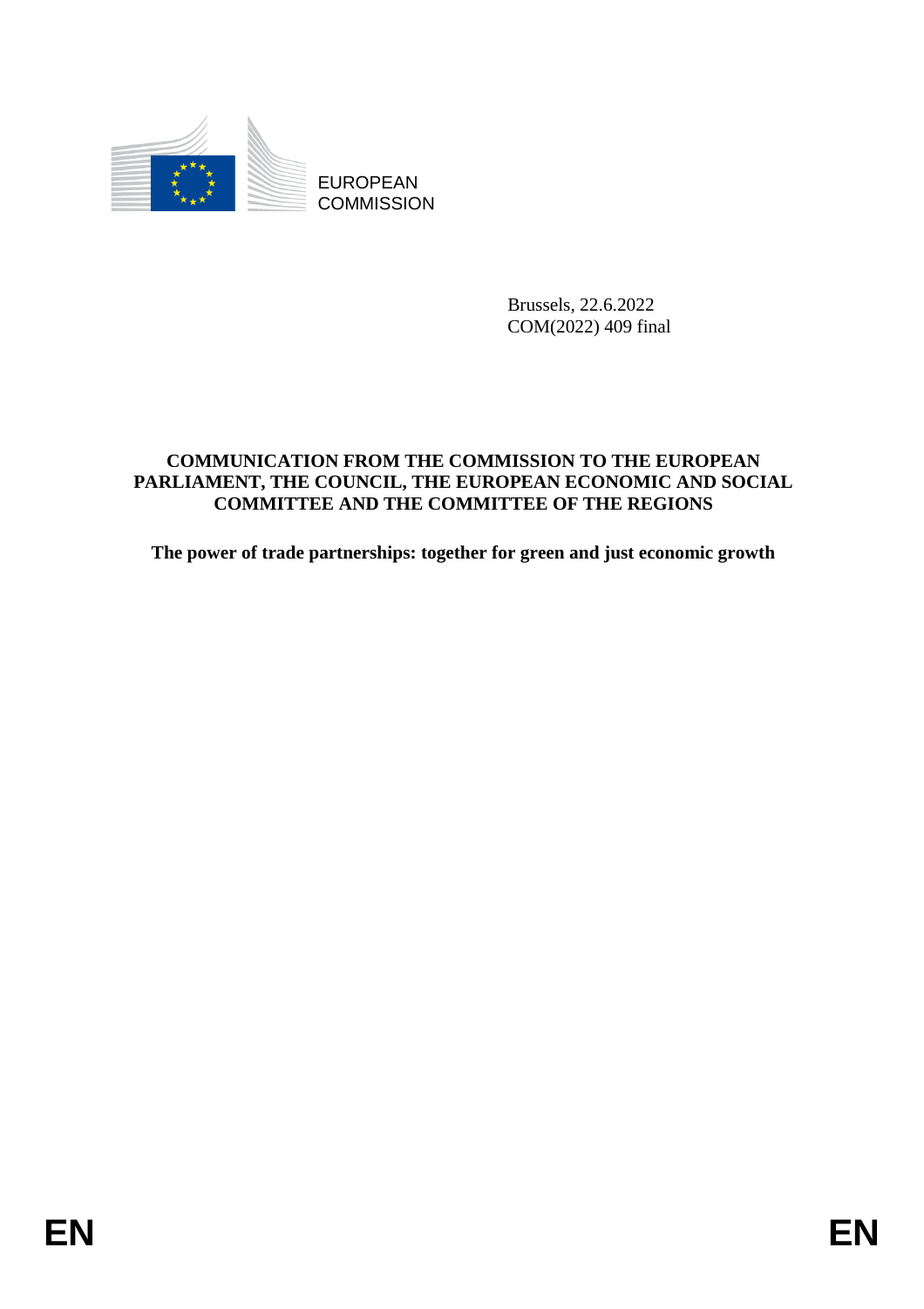EUROPEAN COMMISSION

Brussels, 22.6.2022
COM(2022) 409 final

# COMMUNICATION FROM THE COMMISSION TO THE EUROPEAN PARLIAMENT, THE COUNCIL, THE EUROPEAN ECONOMIC AND SOCIAL COMMITTEE AND THE COMMITTEE OF THE REGIONS

## The power of trade partnerships: together for green and just economic growth

EN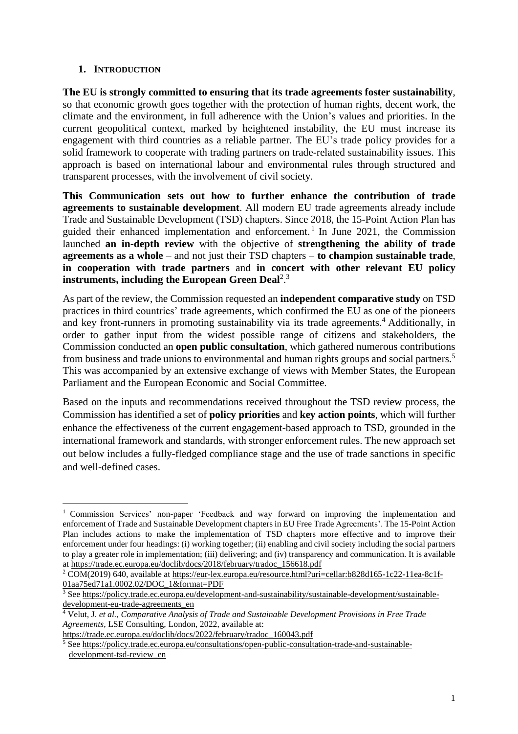## 1. Introduction

**The EU is strongly committed to ensuring that its trade agreements foster sustainability**, so that economic growth goes together with the protection of human rights, decent work, the climate and the environment, in full adherence with the Union's values and priorities. In the current geopolitical context, marked by heightened instability, the EU must increase its engagement with third countries as a reliable partner. The EU's trade policy provides for a solid framework to cooperate with trading partners on trade-related sustainability issues. This approach is based on international labour and environmental rules through structured and transparent processes, with the involvement of civil society.

**This Communication sets out how to further enhance the contribution of trade agreements to sustainable development**. All modern EU trade agreements already include Trade and Sustainable Development (TSD) chapters. Since 2018, the 15-Point Action Plan has guided their enhanced implementation and enforcement.[1] In June 2021, the Commission launched **an in-depth review** with the objective of **strengthening the ability of trade agreements as a whole** – and not just their TSD chapters – **to champion sustainable trade**, **in cooperation with trade partners** and **in concert with other relevant EU policy instruments, including the European Green Deal**[2].[3]

As part of the review, the Commission requested an **independent comparative study** on TSD practices in third countries' trade agreements, which confirmed the EU as one of the pioneers and key front-runners in promoting sustainability via its trade agreements.[4] Additionally, in order to gather input from the widest possible range of citizens and stakeholders, the Commission conducted an **open public consultation**, which gathered numerous contributions from business and trade unions to environmental and human rights groups and social partners.[5] This was accompanied by an extensive exchange of views with Member States, the European Parliament and the European Economic and Social Committee.

Based on the inputs and recommendations received throughout the TSD review process, the Commission has identified a set of **policy priorities** and **key action points**, which will further enhance the effectiveness of the current engagement-based approach to TSD, grounded in the international framework and standards, with stronger enforcement rules. The new approach set out below includes a fully-fledged compliance stage and the use of trade sanctions in specific and well-defined cases.

---

[1] Commission Services' non-paper 'Feedback and way forward on improving the implementation and enforcement of Trade and Sustainable Development chapters in EU Free Trade Agreements'. The 15-Point Action Plan includes actions to make the implementation of TSD chapters more effective and to improve their enforcement under four headings: (i) working together; (ii) enabling and civil society including the social partners to play a greater role in implementation; (iii) delivering; and (iv) transparency and communication. It is available at https://trade.ec.europa.eu/doclib/docs/2018/february/tradoc_156618.pdf

[2] COM(2019) 640, available at https://eur-lex.europa.eu/resource.html?uri=cellar:b828d165-1c22-11ea-8c1f-01aa75ed71a1.0002.02/DOC_1&format=PDF

[3] See https://policy.trade.ec.europa.eu/development-and-sustainability/sustainable-development/sustainable-development-eu-trade-agreements_en

[4] Velut, J. *et al.*, *Comparative Analysis of Trade and Sustainable Development Provisions in Free Trade Agreements*, LSE Consulting, London, 2022, available at: https://trade.ec.europa.eu/doclib/docs/2022/february/tradoc_160043.pdf

[5] See https://policy.trade.ec.europa.eu/consultations/open-public-consultation-trade-and-sustainable-development-tsd-review_en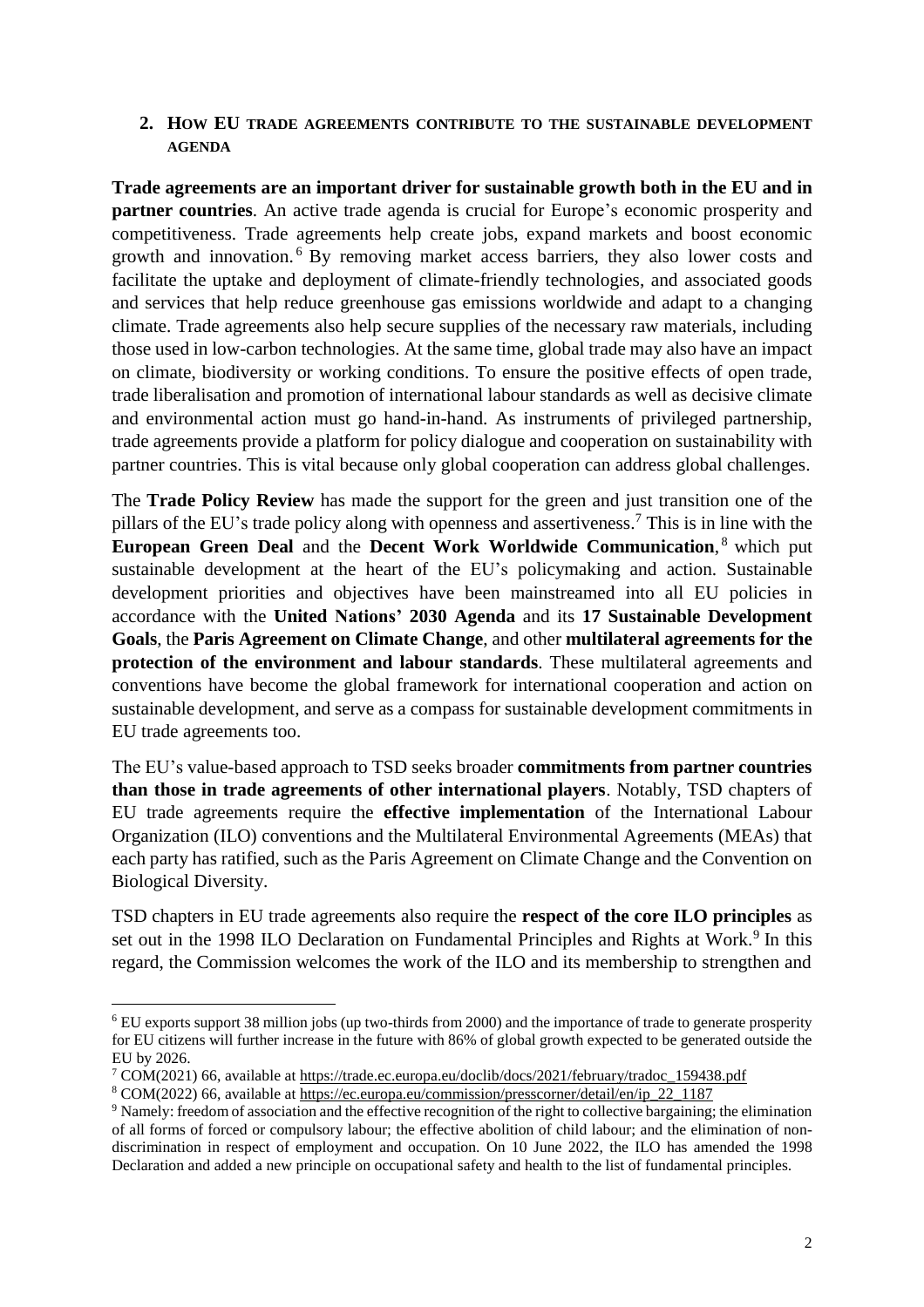## 2. How EU trade agreements contribute to the sustainable development agenda

**Trade agreements are an important driver for sustainable growth both in the EU and in partner countries**. An active trade agenda is crucial for Europe's economic prosperity and competitiveness. Trade agreements help create jobs, expand markets and boost economic growth and innovation.[6] By removing market access barriers, they also lower costs and facilitate the uptake and deployment of climate-friendly technologies, and associated goods and services that help reduce greenhouse gas emissions worldwide and adapt to a changing climate. Trade agreements also help secure supplies of the necessary raw materials, including those used in low-carbon technologies. At the same time, global trade may also have an impact on climate, biodiversity or working conditions. To ensure the positive effects of open trade, trade liberalisation and promotion of international labour standards as well as decisive climate and environmental action must go hand-in-hand. As instruments of privileged partnership, trade agreements provide a platform for policy dialogue and cooperation on sustainability with partner countries. This is vital because only global cooperation can address global challenges.

The **Trade Policy Review** has made the support for the green and just transition one of the pillars of the EU's trade policy along with openness and assertiveness.[7] This is in line with the **European Green Deal** and the **Decent Work Worldwide Communication**,[8] which put sustainable development at the heart of the EU's policymaking and action. Sustainable development priorities and objectives have been mainstreamed into all EU policies in accordance with the **United Nations' 2030 Agenda** and its **17 Sustainable Development Goals**, the **Paris Agreement on Climate Change**, and other **multilateral agreements for the protection of the environment and labour standards**. These multilateral agreements and conventions have become the global framework for international cooperation and action on sustainable development, and serve as a compass for sustainable development commitments in EU trade agreements too.

The EU's value-based approach to TSD seeks broader **commitments from partner countries than those in trade agreements of other international players**. Notably, TSD chapters of EU trade agreements require the **effective implementation** of the International Labour Organization (ILO) conventions and the Multilateral Environmental Agreements (MEAs) that each party has ratified, such as the Paris Agreement on Climate Change and the Convention on Biological Diversity.

TSD chapters in EU trade agreements also require the **respect of the core ILO principles** as set out in the 1998 ILO Declaration on Fundamental Principles and Rights at Work.[9] In this regard, the Commission welcomes the work of the ILO and its membership to strengthen and

---

[6] EU exports support 38 million jobs (up two-thirds from 2000) and the importance of trade to generate prosperity for EU citizens will further increase in the future with 86% of global growth expected to be generated outside the EU by 2026.

[7] COM(2021) 66, available at https://trade.ec.europa.eu/doclib/docs/2021/february/tradoc_159438.pdf

[8] COM(2022) 66, available at https://ec.europa.eu/commission/presscorner/detail/en/ip_22_1187

[9] Namely: freedom of association and the effective recognition of the right to collective bargaining; the elimination of all forms of forced or compulsory labour; the effective abolition of child labour; and the elimination of non-discrimination in respect of employment and occupation. On 10 June 2022, the ILO has amended the 1998 Declaration and added a new principle on occupational safety and health to the list of fundamental principles.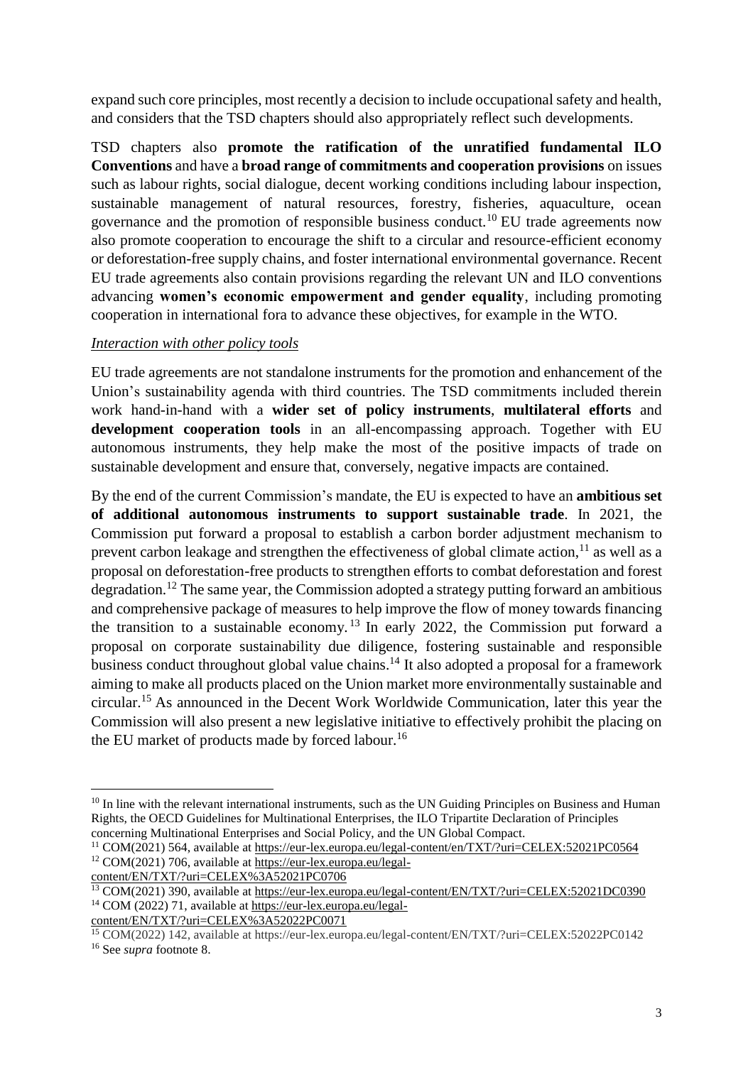expand such core principles, most recently a decision to include occupational safety and health, and considers that the TSD chapters should also appropriately reflect such developments.

TSD chapters also **promote the ratification of the unratified fundamental ILO Conventions** and have a **broad range of commitments and cooperation provisions** on issues such as labour rights, social dialogue, decent working conditions including labour inspection, sustainable management of natural resources, forestry, fisheries, aquaculture, ocean governance and the promotion of responsible business conduct.[10] EU trade agreements now also promote cooperation to encourage the shift to a circular and resource-efficient economy or deforestation-free supply chains, and foster international environmental governance. Recent EU trade agreements also contain provisions regarding the relevant UN and ILO conventions advancing **women's economic empowerment and gender equality**, including promoting cooperation in international fora to advance these objectives, for example in the WTO.

*Interaction with other policy tools*

EU trade agreements are not standalone instruments for the promotion and enhancement of the Union's sustainability agenda with third countries. The TSD commitments included therein work hand-in-hand with a **wider set of policy instruments**, **multilateral efforts** and **development cooperation tools** in an all-encompassing approach. Together with EU autonomous instruments, they help make the most of the positive impacts of trade on sustainable development and ensure that, conversely, negative impacts are contained.

By the end of the current Commission's mandate, the EU is expected to have an **ambitious set of additional autonomous instruments to support sustainable trade**. In 2021, the Commission put forward a proposal to establish a carbon border adjustment mechanism to prevent carbon leakage and strengthen the effectiveness of global climate action,[11] as well as a proposal on deforestation-free products to strengthen efforts to combat deforestation and forest degradation.[12] The same year, the Commission adopted a strategy putting forward an ambitious and comprehensive package of measures to help improve the flow of money towards financing the transition to a sustainable economy.[13] In early 2022, the Commission put forward a proposal on corporate sustainability due diligence, fostering sustainable and responsible business conduct throughout global value chains.[14] It also adopted a proposal for a framework aiming to make all products placed on the Union market more environmentally sustainable and circular.[15] As announced in the Decent Work Worldwide Communication, later this year the Commission will also present a new legislative initiative to effectively prohibit the placing on the EU market of products made by forced labour.[16]

---

[10] In line with the relevant international instruments, such as the UN Guiding Principles on Business and Human Rights, the OECD Guidelines for Multinational Enterprises, the ILO Tripartite Declaration of Principles concerning Multinational Enterprises and Social Policy, and the UN Global Compact.

[11] COM(2021) 564, available at https://eur-lex.europa.eu/legal-content/en/TXT/?uri=CELEX:52021PC0564

[12] COM(2021) 706, available at https://eur-lex.europa.eu/legal-content/EN/TXT/?uri=CELEX%3A52021PC0706

[13] COM(2021) 390, available at https://eur-lex.europa.eu/legal-content/EN/TXT/?uri=CELEX:52021DC0390

[14] COM (2022) 71, available at https://eur-lex.europa.eu/legal-content/EN/TXT/?uri=CELEX%3A52022PC0071

[15] COM(2022) 142, available at https://eur-lex.europa.eu/legal-content/EN/TXT/?uri=CELEX:52022PC0142

[16] See *supra* footnote 8.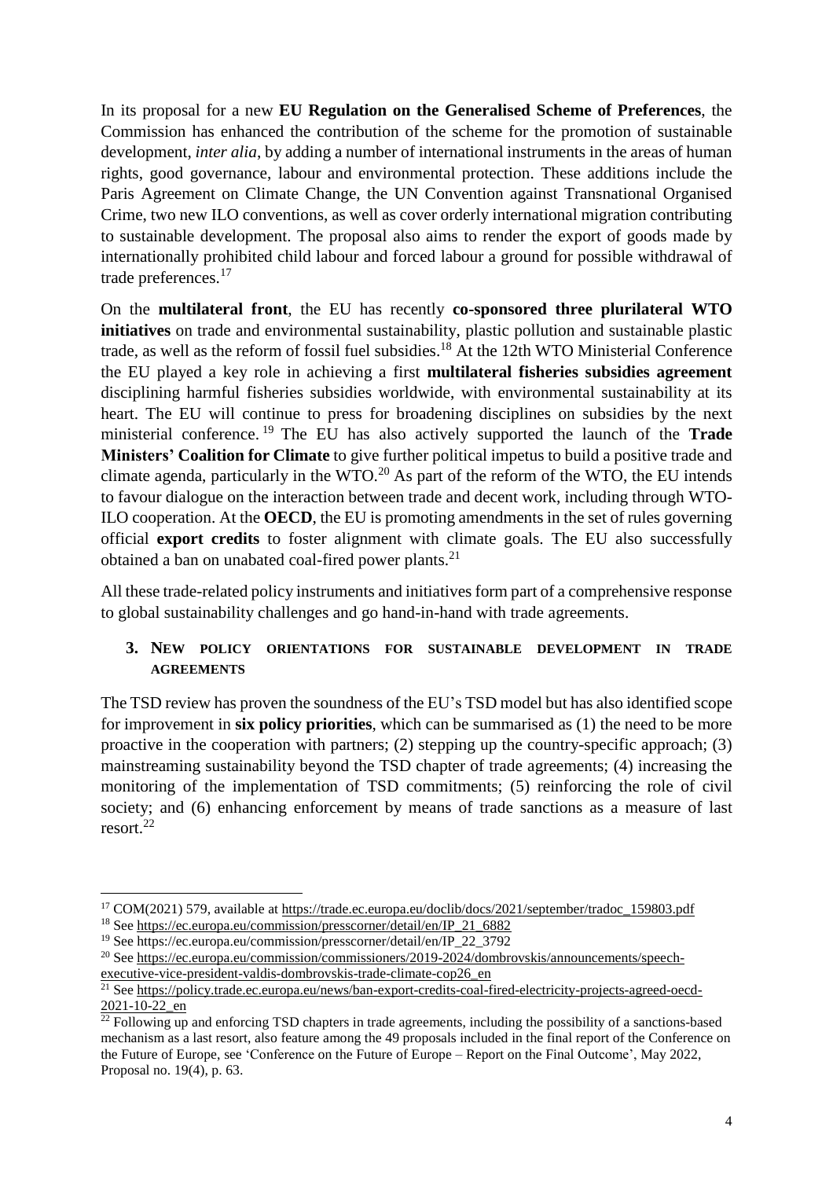In its proposal for a new **EU Regulation on the Generalised Scheme of Preferences**, the Commission has enhanced the contribution of the scheme for the promotion of sustainable development, *inter alia*, by adding a number of international instruments in the areas of human rights, good governance, labour and environmental protection. These additions include the Paris Agreement on Climate Change, the UN Convention against Transnational Organised Crime, two new ILO conventions, as well as cover orderly international migration contributing to sustainable development. The proposal also aims to render the export of goods made by internationally prohibited child labour and forced labour a ground for possible withdrawal of trade preferences.[17]

On the **multilateral front**, the EU has recently **co-sponsored three plurilateral WTO initiatives** on trade and environmental sustainability, plastic pollution and sustainable plastic trade, as well as the reform of fossil fuel subsidies.[18] At the 12th WTO Ministerial Conference the EU played a key role in achieving a first **multilateral fisheries subsidies agreement** disciplining harmful fisheries subsidies worldwide, with environmental sustainability at its heart. The EU will continue to press for broadening disciplines on subsidies by the next ministerial conference.[19] The EU has also actively supported the launch of the **Trade Ministers' Coalition for Climate** to give further political impetus to build a positive trade and climate agenda, particularly in the WTO.[20] As part of the reform of the WTO, the EU intends to favour dialogue on the interaction between trade and decent work, including through WTO-ILO cooperation. At the **OECD**, the EU is promoting amendments in the set of rules governing official **export credits** to foster alignment with climate goals. The EU also successfully obtained a ban on unabated coal-fired power plants.[21]

All these trade-related policy instruments and initiatives form part of a comprehensive response to global sustainability challenges and go hand-in-hand with trade agreements.

## 3. New policy orientations for sustainable development in trade agreements

The TSD review has proven the soundness of the EU's TSD model but has also identified scope for improvement in **six policy priorities**, which can be summarised as (1) the need to be more proactive in the cooperation with partners; (2) stepping up the country-specific approach; (3) mainstreaming sustainability beyond the TSD chapter of trade agreements; (4) increasing the monitoring of the implementation of TSD commitments; (5) reinforcing the role of civil society; and (6) enhancing enforcement by means of trade sanctions as a measure of last resort.[22]

---

[17] COM(2021) 579, available at https://trade.ec.europa.eu/doclib/docs/2021/september/tradoc_159803.pdf

[18] See https://ec.europa.eu/commission/presscorner/detail/en/IP_21_6882

[19] See https://ec.europa.eu/commission/presscorner/detail/en/IP_22_3792

[20] See https://ec.europa.eu/commission/commissioners/2019-2024/dombrovskis/announcements/speech-executive-vice-president-valdis-dombrovskis-trade-climate-cop26_en

[21] See https://policy.trade.ec.europa.eu/news/ban-export-credits-coal-fired-electricity-projects-agreed-oecd-2021-10-22_en

[22] Following up and enforcing TSD chapters in trade agreements, including the possibility of a sanctions-based mechanism as a last resort, also feature among the 49 proposals included in the final report of the Conference on the Future of Europe, see 'Conference on the Future of Europe – Report on the Final Outcome', May 2022, Proposal no. 19(4), p. 63.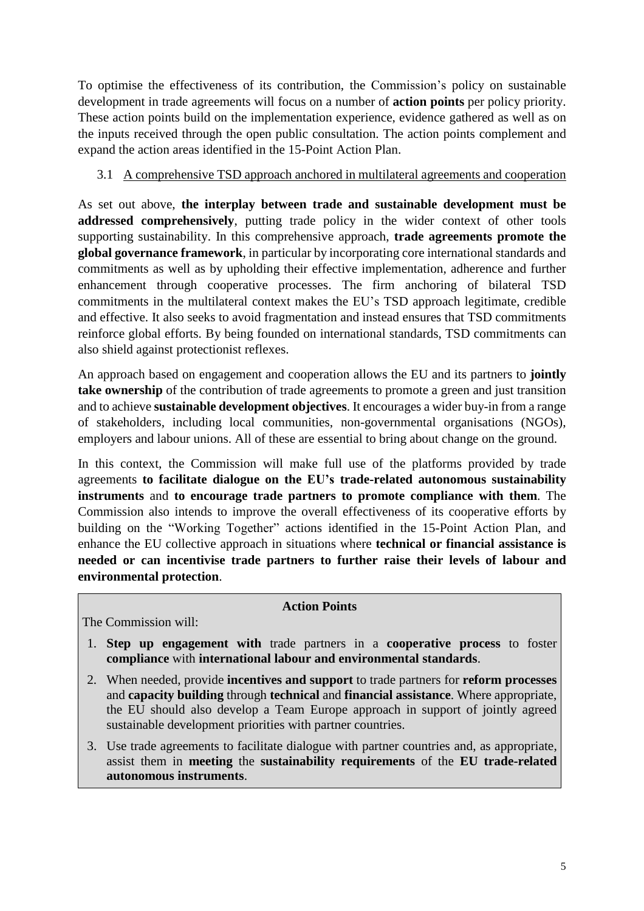To optimise the effectiveness of its contribution, the Commission's policy on sustainable development in trade agreements will focus on a number of **action points** per policy priority. These action points build on the implementation experience, evidence gathered as well as on the inputs received through the open public consultation. The action points complement and expand the action areas identified in the 15-Point Action Plan.

### 3.1 A comprehensive TSD approach anchored in multilateral agreements and cooperation

As set out above, **the interplay between trade and sustainable development must be addressed comprehensively**, putting trade policy in the wider context of other tools supporting sustainability. In this comprehensive approach, **trade agreements promote the global governance framework**, in particular by incorporating core international standards and commitments as well as by upholding their effective implementation, adherence and further enhancement through cooperative processes. The firm anchoring of bilateral TSD commitments in the multilateral context makes the EU's TSD approach legitimate, credible and effective. It also seeks to avoid fragmentation and instead ensures that TSD commitments reinforce global efforts. By being founded on international standards, TSD commitments can also shield against protectionist reflexes.

An approach based on engagement and cooperation allows the EU and its partners to **jointly take ownership** of the contribution of trade agreements to promote a green and just transition and to achieve **sustainable development objectives**. It encourages a wider buy-in from a range of stakeholders, including local communities, non-governmental organisations (NGOs), employers and labour unions. All of these are essential to bring about change on the ground.

In this context, the Commission will make full use of the platforms provided by trade agreements **to facilitate dialogue on the EU's trade-related autonomous sustainability instruments** and **to encourage trade partners to promote compliance with them**. The Commission also intends to improve the overall effectiveness of its cooperative efforts by building on the "Working Together" actions identified in the 15-Point Action Plan, and enhance the EU collective approach in situations where **technical or financial assistance is needed or can incentivise trade partners to further raise their levels of labour and environmental protection**.

**Action Points**

The Commission will:

1. **Step up engagement with** trade partners in a **cooperative process** to foster **compliance** with **international labour and environmental standards**.
2. When needed, provide **incentives and support** to trade partners for **reform processes** and **capacity building** through **technical** and **financial assistance**. Where appropriate, the EU should also develop a Team Europe approach in support of jointly agreed sustainable development priorities with partner countries.
3. Use trade agreements to facilitate dialogue with partner countries and, as appropriate, assist them in **meeting** the **sustainability requirements** of the **EU trade-related autonomous instruments**.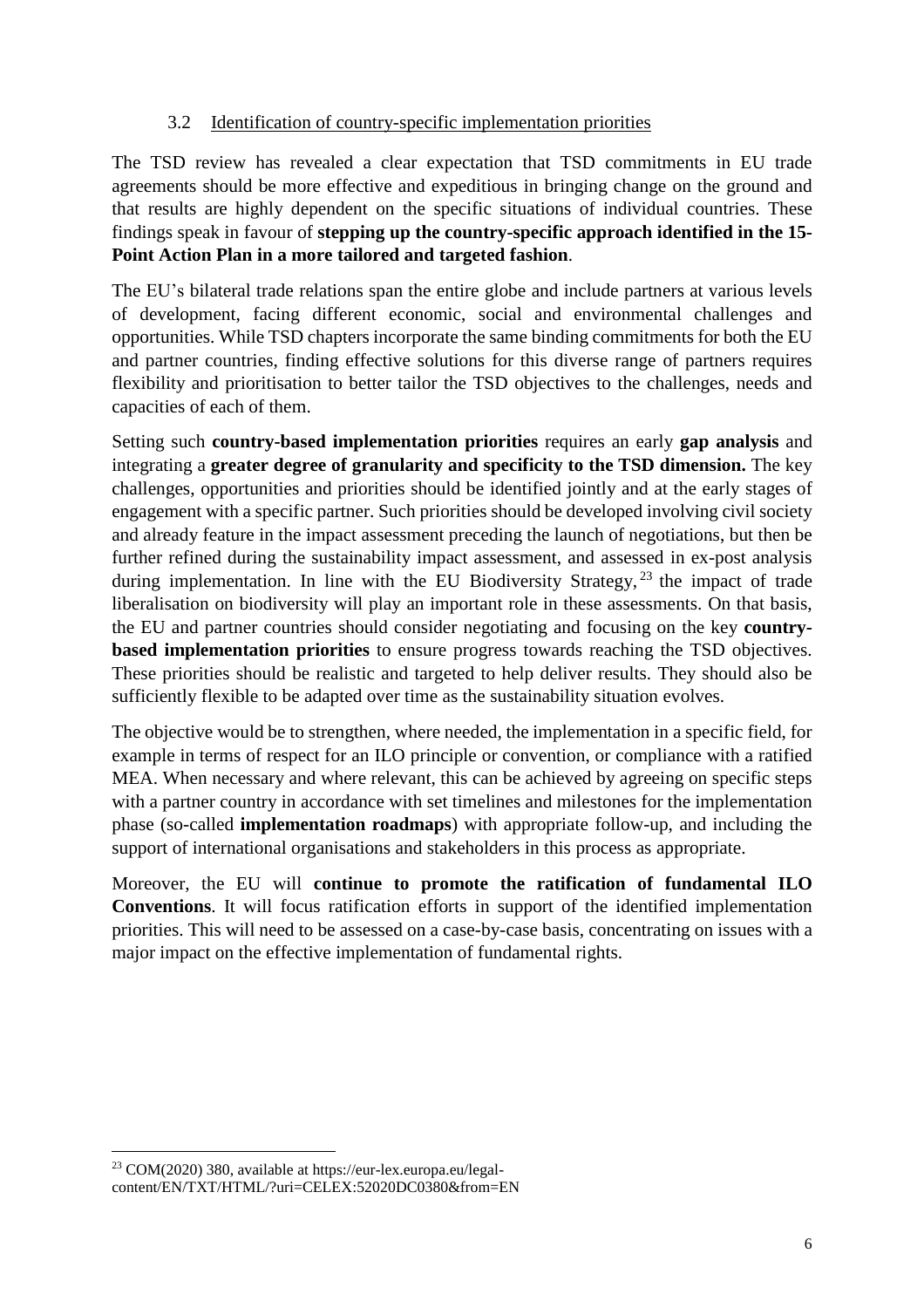### 3.2 Identification of country-specific implementation priorities

The TSD review has revealed a clear expectation that TSD commitments in EU trade agreements should be more effective and expeditious in bringing change on the ground and that results are highly dependent on the specific situations of individual countries. These findings speak in favour of **stepping up the country-specific approach identified in the 15-Point Action Plan in a more tailored and targeted fashion**.

The EU's bilateral trade relations span the entire globe and include partners at various levels of development, facing different economic, social and environmental challenges and opportunities. While TSD chapters incorporate the same binding commitments for both the EU and partner countries, finding effective solutions for this diverse range of partners requires flexibility and prioritisation to better tailor the TSD objectives to the challenges, needs and capacities of each of them.

Setting such **country-based implementation priorities** requires an early **gap analysis** and integrating a **greater degree of granularity and specificity to the TSD dimension.** The key challenges, opportunities and priorities should be identified jointly and at the early stages of engagement with a specific partner. Such priorities should be developed involving civil society and already feature in the impact assessment preceding the launch of negotiations, but then be further refined during the sustainability impact assessment, and assessed in ex-post analysis during implementation. In line with the EU Biodiversity Strategy,[23] the impact of trade liberalisation on biodiversity will play an important role in these assessments. On that basis, the EU and partner countries should consider negotiating and focusing on the key **country-based implementation priorities** to ensure progress towards reaching the TSD objectives. These priorities should be realistic and targeted to help deliver results. They should also be sufficiently flexible to be adapted over time as the sustainability situation evolves.

The objective would be to strengthen, where needed, the implementation in a specific field, for example in terms of respect for an ILO principle or convention, or compliance with a ratified MEA. When necessary and where relevant, this can be achieved by agreeing on specific steps with a partner country in accordance with set timelines and milestones for the implementation phase (so-called **implementation roadmaps**) with appropriate follow-up, and including the support of international organisations and stakeholders in this process as appropriate.

Moreover, the EU will **continue to promote the ratification of fundamental ILO Conventions**. It will focus ratification efforts in support of the identified implementation priorities. This will need to be assessed on a case-by-case basis, concentrating on issues with a major impact on the effective implementation of fundamental rights.

---

[23] COM(2020) 380, available at https://eur-lex.europa.eu/legal-content/EN/TXT/HTML/?uri=CELEX:52020DC0380&from=EN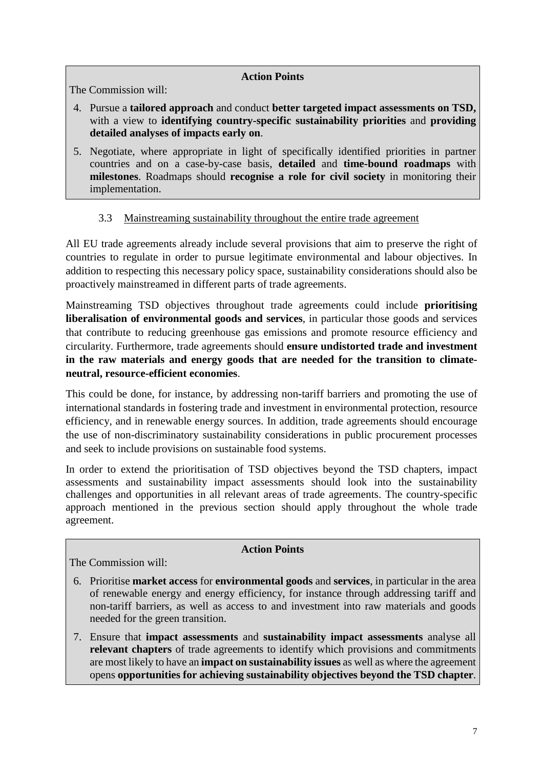**Action Points**

The Commission will:

4. Pursue a **tailored approach** and conduct **better targeted impact assessments on TSD,** with a view to **identifying country-specific sustainability priorities** and **providing detailed analyses of impacts early on**.
5. Negotiate, where appropriate in light of specifically identified priorities in partner countries and on a case-by-case basis, **detailed** and **time-bound roadmaps** with **milestones**. Roadmaps should **recognise a role for civil society** in monitoring their implementation.

### 3.3 Mainstreaming sustainability throughout the entire trade agreement

All EU trade agreements already include several provisions that aim to preserve the right of countries to regulate in order to pursue legitimate environmental and labour objectives. In addition to respecting this necessary policy space, sustainability considerations should also be proactively mainstreamed in different parts of trade agreements.

Mainstreaming TSD objectives throughout trade agreements could include **prioritising liberalisation of environmental goods and services**, in particular those goods and services that contribute to reducing greenhouse gas emissions and promote resource efficiency and circularity. Furthermore, trade agreements should **ensure undistorted trade and investment in the raw materials and energy goods that are needed for the transition to climate-neutral, resource-efficient economies**.

This could be done, for instance, by addressing non-tariff barriers and promoting the use of international standards in fostering trade and investment in environmental protection, resource efficiency, and in renewable energy sources. In addition, trade agreements should encourage the use of non-discriminatory sustainability considerations in public procurement processes and seek to include provisions on sustainable food systems.

In order to extend the prioritisation of TSD objectives beyond the TSD chapters, impact assessments and sustainability impact assessments should look into the sustainability challenges and opportunities in all relevant areas of trade agreements. The country-specific approach mentioned in the previous section should apply throughout the whole trade agreement.

**Action Points**

The Commission will:

6. Prioritise **market access** for **environmental goods** and **services**, in particular in the area of renewable energy and energy efficiency, for instance through addressing tariff and non-tariff barriers, as well as access to and investment into raw materials and goods needed for the green transition.
7. Ensure that **impact assessments** and **sustainability impact assessments** analyse all **relevant chapters** of trade agreements to identify which provisions and commitments are most likely to have an **impact on sustainability issues** as well as where the agreement opens **opportunities for achieving sustainability objectives beyond the TSD chapter**.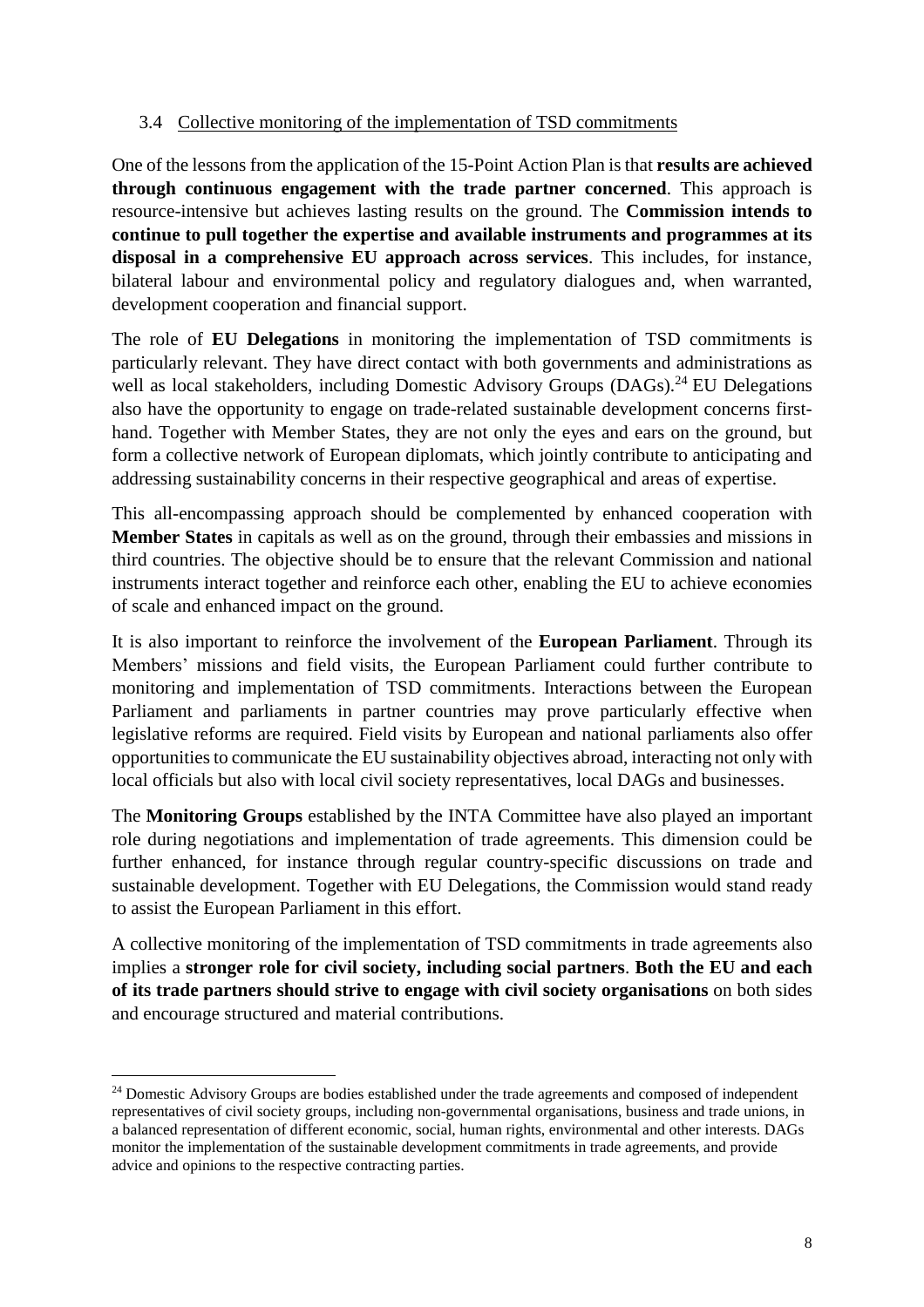### 3.4 Collective monitoring of the implementation of TSD commitments

One of the lessons from the application of the 15-Point Action Plan is that **results are achieved through continuous engagement with the trade partner concerned**. This approach is resource-intensive but achieves lasting results on the ground. The **Commission intends to continue to pull together the expertise and available instruments and programmes at its disposal in a comprehensive EU approach across services**. This includes, for instance, bilateral labour and environmental policy and regulatory dialogues and, when warranted, development cooperation and financial support.

The role of **EU Delegations** in monitoring the implementation of TSD commitments is particularly relevant. They have direct contact with both governments and administrations as well as local stakeholders, including Domestic Advisory Groups (DAGs).[24] EU Delegations also have the opportunity to engage on trade-related sustainable development concerns first-hand. Together with Member States, they are not only the eyes and ears on the ground, but form a collective network of European diplomats, which jointly contribute to anticipating and addressing sustainability concerns in their respective geographical and areas of expertise.

This all-encompassing approach should be complemented by enhanced cooperation with **Member States** in capitals as well as on the ground, through their embassies and missions in third countries. The objective should be to ensure that the relevant Commission and national instruments interact together and reinforce each other, enabling the EU to achieve economies of scale and enhanced impact on the ground.

It is also important to reinforce the involvement of the **European Parliament**. Through its Members' missions and field visits, the European Parliament could further contribute to monitoring and implementation of TSD commitments. Interactions between the European Parliament and parliaments in partner countries may prove particularly effective when legislative reforms are required. Field visits by European and national parliaments also offer opportunities to communicate the EU sustainability objectives abroad, interacting not only with local officials but also with local civil society representatives, local DAGs and businesses.

The **Monitoring Groups** established by the INTA Committee have also played an important role during negotiations and implementation of trade agreements. This dimension could be further enhanced, for instance through regular country-specific discussions on trade and sustainable development. Together with EU Delegations, the Commission would stand ready to assist the European Parliament in this effort.

A collective monitoring of the implementation of TSD commitments in trade agreements also implies a **stronger role for civil society, including social partners**. **Both the EU and each of its trade partners should strive to engage with civil society organisations** on both sides and encourage structured and material contributions.

---

[24] Domestic Advisory Groups are bodies established under the trade agreements and composed of independent representatives of civil society groups, including non-governmental organisations, business and trade unions, in a balanced representation of different economic, social, human rights, environmental and other interests. DAGs monitor the implementation of the sustainable development commitments in trade agreements, and provide advice and opinions to the respective contracting parties.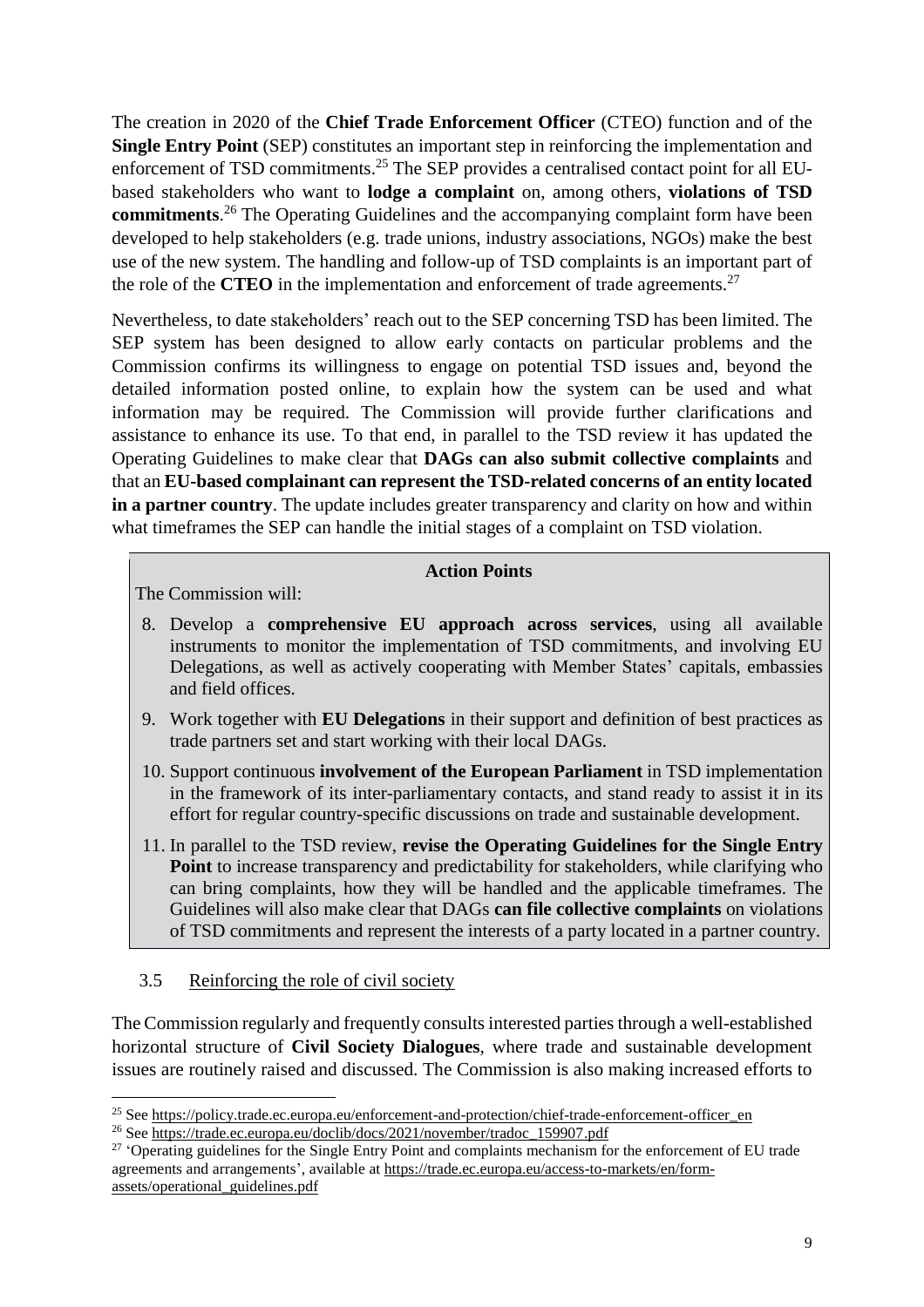The creation in 2020 of the **Chief Trade Enforcement Officer** (CTEO) function and of the **Single Entry Point** (SEP) constitutes an important step in reinforcing the implementation and enforcement of TSD commitments.[25] The SEP provides a centralised contact point for all EU-based stakeholders who want to **lodge a complaint** on, among others, **violations of TSD commitments**.[26] The Operating Guidelines and the accompanying complaint form have been developed to help stakeholders (e.g. trade unions, industry associations, NGOs) make the best use of the new system. The handling and follow-up of TSD complaints is an important part of the role of the **CTEO** in the implementation and enforcement of trade agreements.[27]

Nevertheless, to date stakeholders' reach out to the SEP concerning TSD has been limited. The SEP system has been designed to allow early contacts on particular problems and the Commission confirms its willingness to engage on potential TSD issues and, beyond the detailed information posted online, to explain how the system can be used and what information may be required. The Commission will provide further clarifications and assistance to enhance its use. To that end, in parallel to the TSD review it has updated the Operating Guidelines to make clear that **DAGs can also submit collective complaints** and that an **EU-based complainant can represent the TSD-related concerns of an entity located in a partner country**. The update includes greater transparency and clarity on how and within what timeframes the SEP can handle the initial stages of a complaint on TSD violation.

**Action Points**

The Commission will:

8. Develop a **comprehensive EU approach across services**, using all available instruments to monitor the implementation of TSD commitments, and involving EU Delegations, as well as actively cooperating with Member States' capitals, embassies and field offices.
9. Work together with **EU Delegations** in their support and definition of best practices as trade partners set and start working with their local DAGs.
10. Support continuous **involvement of the European Parliament** in TSD implementation in the framework of its inter-parliamentary contacts, and stand ready to assist it in its effort for regular country-specific discussions on trade and sustainable development.
11. In parallel to the TSD review, **revise the Operating Guidelines for the Single Entry Point** to increase transparency and predictability for stakeholders, while clarifying who can bring complaints, how they will be handled and the applicable timeframes. The Guidelines will also make clear that DAGs **can file collective complaints** on violations of TSD commitments and represent the interests of a party located in a partner country.

### 3.5 Reinforcing the role of civil society

The Commission regularly and frequently consults interested parties through a well-established horizontal structure of **Civil Society Dialogues**, where trade and sustainable development issues are routinely raised and discussed. The Commission is also making increased efforts to

---

[25] See https://policy.trade.ec.europa.eu/enforcement-and-protection/chief-trade-enforcement-officer_en

[26] See https://trade.ec.europa.eu/doclib/docs/2021/november/tradoc_159907.pdf

[27] 'Operating guidelines for the Single Entry Point and complaints mechanism for the enforcement of EU trade agreements and arrangements', available at https://trade.ec.europa.eu/access-to-markets/en/form-assets/operational_guidelines.pdf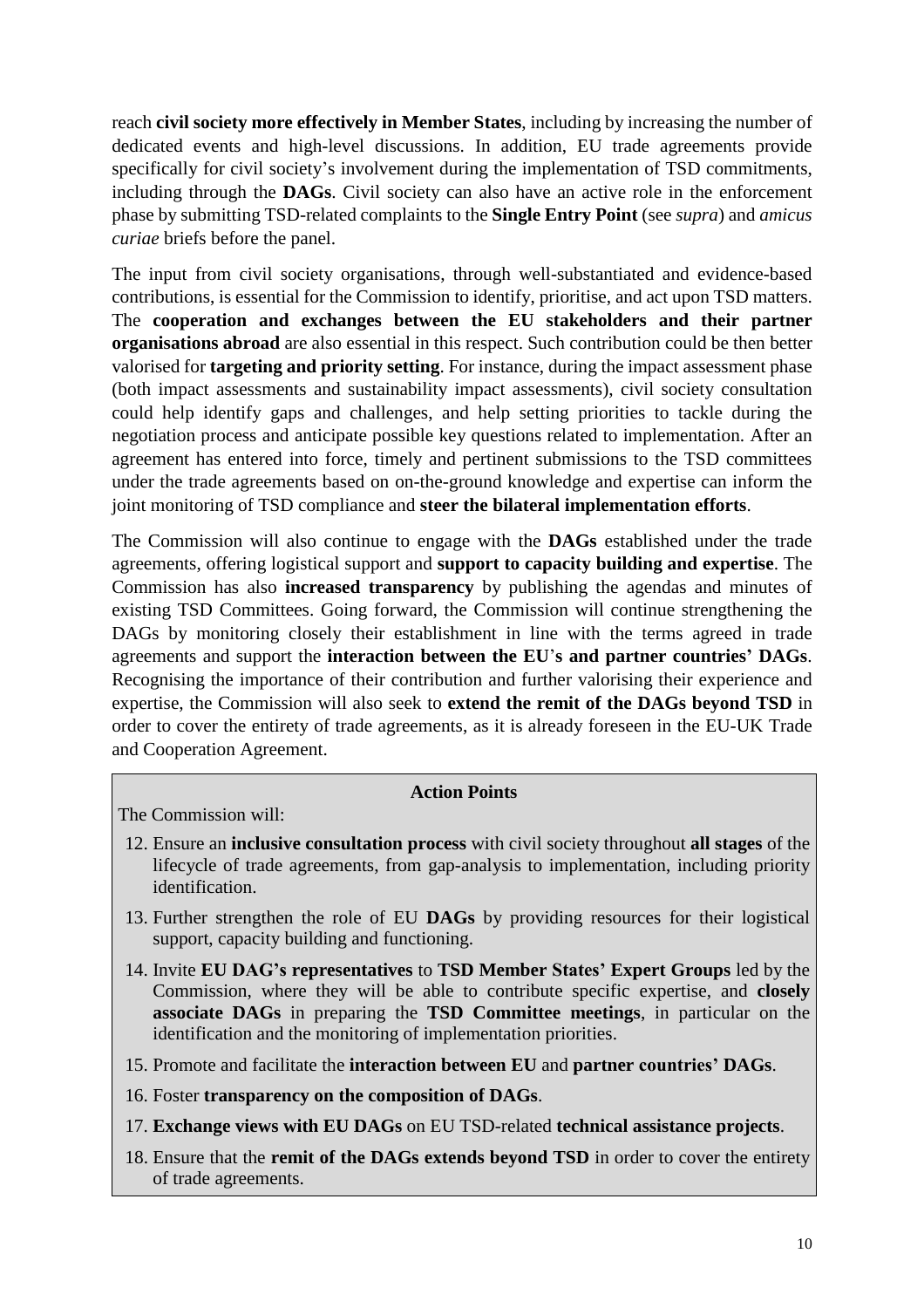reach **civil society more effectively in Member States**, including by increasing the number of dedicated events and high-level discussions. In addition, EU trade agreements provide specifically for civil society's involvement during the implementation of TSD commitments, including through the **DAGs**. Civil society can also have an active role in the enforcement phase by submitting TSD-related complaints to the **Single Entry Point** (see *supra*) and *amicus curiae* briefs before the panel.

The input from civil society organisations, through well-substantiated and evidence-based contributions, is essential for the Commission to identify, prioritise, and act upon TSD matters. The **cooperation and exchanges between the EU stakeholders and their partner organisations abroad** are also essential in this respect. Such contribution could be then better valorised for **targeting and priority setting**. For instance, during the impact assessment phase (both impact assessments and sustainability impact assessments), civil society consultation could help identify gaps and challenges, and help setting priorities to tackle during the negotiation process and anticipate possible key questions related to implementation. After an agreement has entered into force, timely and pertinent submissions to the TSD committees under the trade agreements based on on-the-ground knowledge and expertise can inform the joint monitoring of TSD compliance and **steer the bilateral implementation efforts**.

The Commission will also continue to engage with the **DAGs** established under the trade agreements, offering logistical support and **support to capacity building and expertise**. The Commission has also **increased transparency** by publishing the agendas and minutes of existing TSD Committees. Going forward, the Commission will continue strengthening the DAGs by monitoring closely their establishment in line with the terms agreed in trade agreements and support the **interaction between the EU's and partner countries' DAGs**. Recognising the importance of their contribution and further valorising their experience and expertise, the Commission will also seek to **extend the remit of the DAGs beyond TSD** in order to cover the entirety of trade agreements, as it is already foreseen in the EU-UK Trade and Cooperation Agreement.

**Action Points**

The Commission will:

12. Ensure an **inclusive consultation process** with civil society throughout **all stages** of the lifecycle of trade agreements, from gap-analysis to implementation, including priority identification.
13. Further strengthen the role of EU **DAGs** by providing resources for their logistical support, capacity building and functioning.
14. Invite **EU DAG's representatives** to **TSD Member States' Expert Groups** led by the Commission, where they will be able to contribute specific expertise, and **closely associate DAGs** in preparing the **TSD Committee meetings**, in particular on the identification and the monitoring of implementation priorities.
15. Promote and facilitate the **interaction between EU** and **partner countries' DAGs**.
16. Foster **transparency on the composition of DAGs**.
17. **Exchange views with EU DAGs** on EU TSD-related **technical assistance projects**.
18. Ensure that the **remit of the DAGs extends beyond TSD** in order to cover the entirety of trade agreements.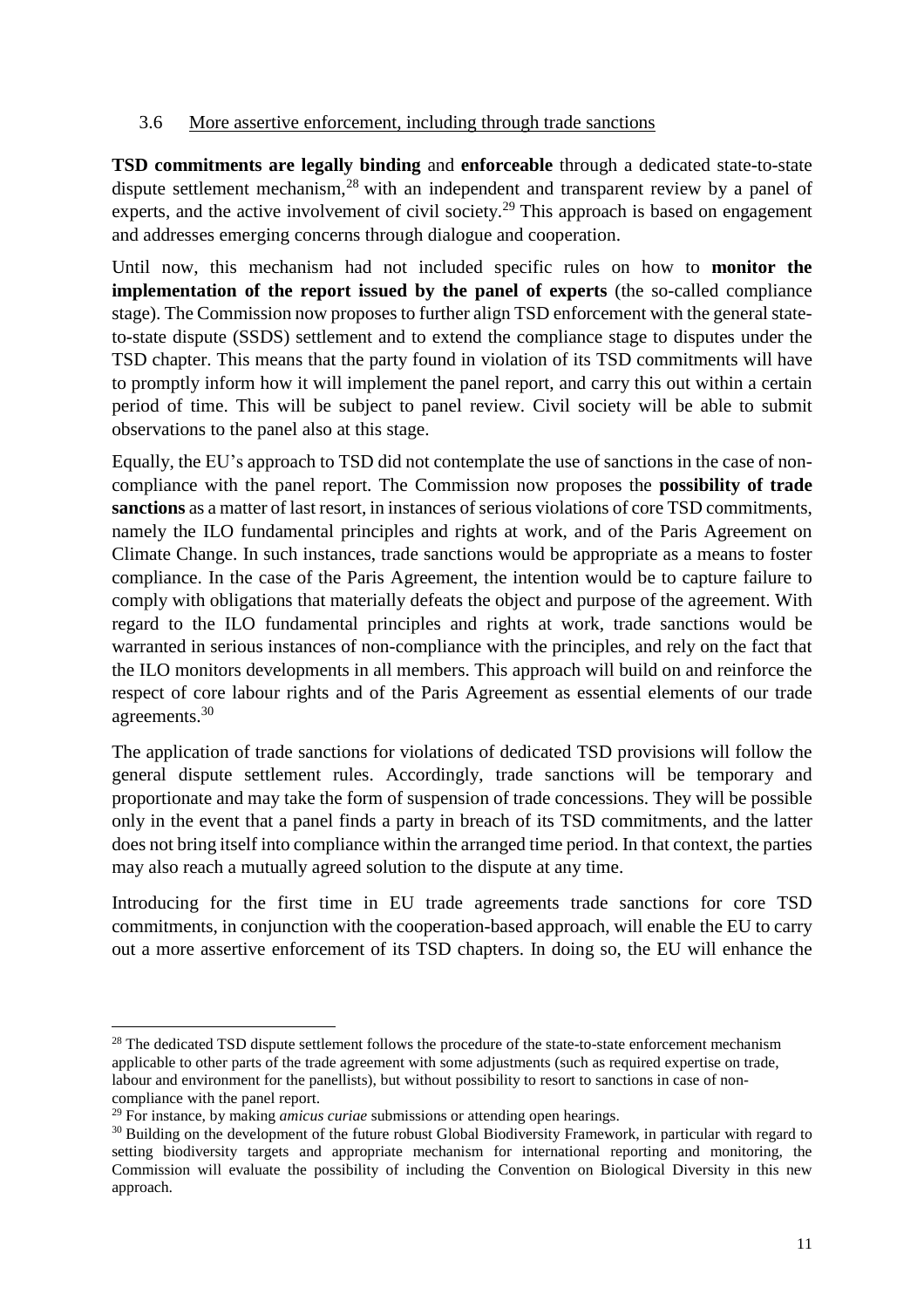### 3.6 More assertive enforcement, including through trade sanctions

**TSD commitments are legally binding** and **enforceable** through a dedicated state-to-state dispute settlement mechanism,[28] with an independent and transparent review by a panel of experts, and the active involvement of civil society.[29] This approach is based on engagement and addresses emerging concerns through dialogue and cooperation.

Until now, this mechanism had not included specific rules on how to **monitor the implementation of the report issued by the panel of experts** (the so-called compliance stage). The Commission now proposes to further align TSD enforcement with the general state-to-state dispute (SSDS) settlement and to extend the compliance stage to disputes under the TSD chapter. This means that the party found in violation of its TSD commitments will have to promptly inform how it will implement the panel report, and carry this out within a certain period of time. This will be subject to panel review. Civil society will be able to submit observations to the panel also at this stage.

Equally, the EU's approach to TSD did not contemplate the use of sanctions in the case of non-compliance with the panel report. The Commission now proposes the **possibility of trade sanctions** as a matter of last resort, in instances of serious violations of core TSD commitments, namely the ILO fundamental principles and rights at work, and of the Paris Agreement on Climate Change. In such instances, trade sanctions would be appropriate as a means to foster compliance. In the case of the Paris Agreement, the intention would be to capture failure to comply with obligations that materially defeats the object and purpose of the agreement. With regard to the ILO fundamental principles and rights at work, trade sanctions would be warranted in serious instances of non-compliance with the principles, and rely on the fact that the ILO monitors developments in all members. This approach will build on and reinforce the respect of core labour rights and of the Paris Agreement as essential elements of our trade agreements.[30]

The application of trade sanctions for violations of dedicated TSD provisions will follow the general dispute settlement rules. Accordingly, trade sanctions will be temporary and proportionate and may take the form of suspension of trade concessions. They will be possible only in the event that a panel finds a party in breach of its TSD commitments, and the latter does not bring itself into compliance within the arranged time period. In that context, the parties may also reach a mutually agreed solution to the dispute at any time.

Introducing for the first time in EU trade agreements trade sanctions for core TSD commitments, in conjunction with the cooperation-based approach, will enable the EU to carry out a more assertive enforcement of its TSD chapters. In doing so, the EU will enhance the

---

[28] The dedicated TSD dispute settlement follows the procedure of the state-to-state enforcement mechanism applicable to other parts of the trade agreement with some adjustments (such as required expertise on trade, labour and environment for the panellists), but without possibility to resort to sanctions in case of non-compliance with the panel report.

[29] For instance, by making *amicus curiae* submissions or attending open hearings.

[30] Building on the development of the future robust Global Biodiversity Framework, in particular with regard to setting biodiversity targets and appropriate mechanism for international reporting and monitoring, the Commission will evaluate the possibility of including the Convention on Biological Diversity in this new approach.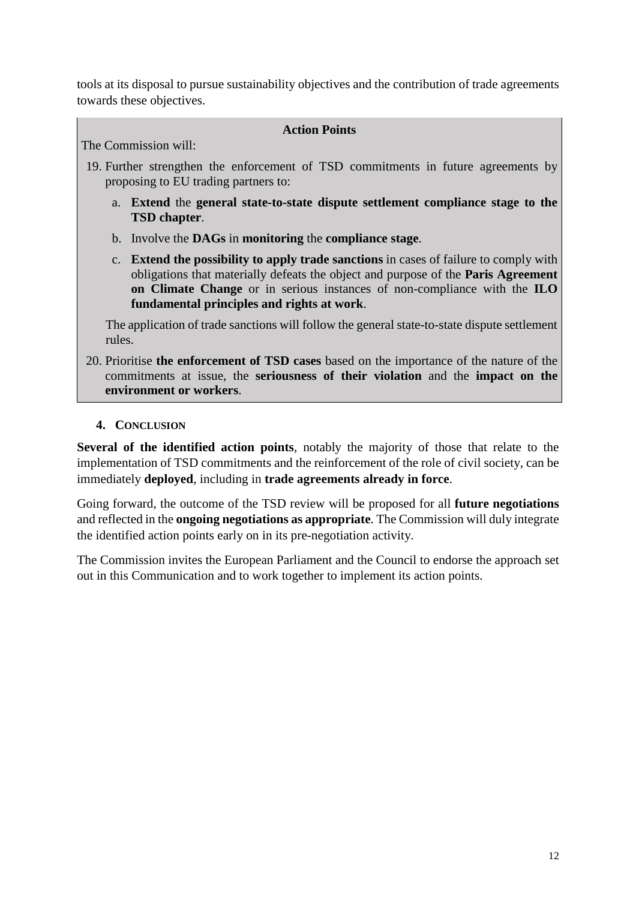tools at its disposal to pursue sustainability objectives and the contribution of trade agreements towards these objectives.

**Action Points**

The Commission will:

19. Further strengthen the enforcement of TSD commitments in future agreements by proposing to EU trading partners to:

    a. **Extend** the **general state-to-state dispute settlement compliance stage to the TSD chapter**.

    b. Involve the **DAGs** in **monitoring** the **compliance stage**.

    c. **Extend the possibility to apply trade sanctions** in cases of failure to comply with obligations that materially defeats the object and purpose of the **Paris Agreement on Climate Change** or in serious instances of non-compliance with the **ILO fundamental principles and rights at work**.

    The application of trade sanctions will follow the general state-to-state dispute settlement rules.

20. Prioritise **the enforcement of TSD cases** based on the importance of the nature of the commitments at issue, the **seriousness of their violation** and the **impact on the environment or workers**.

## 4. Conclusion

**Several of the identified action points**, notably the majority of those that relate to the implementation of TSD commitments and the reinforcement of the role of civil society, can be immediately **deployed**, including in **trade agreements already in force**.

Going forward, the outcome of the TSD review will be proposed for all **future negotiations** and reflected in the **ongoing negotiations as appropriate**. The Commission will duly integrate the identified action points early on in its pre-negotiation activity.

The Commission invites the European Parliament and the Council to endorse the approach set out in this Communication and to work together to implement its action points.